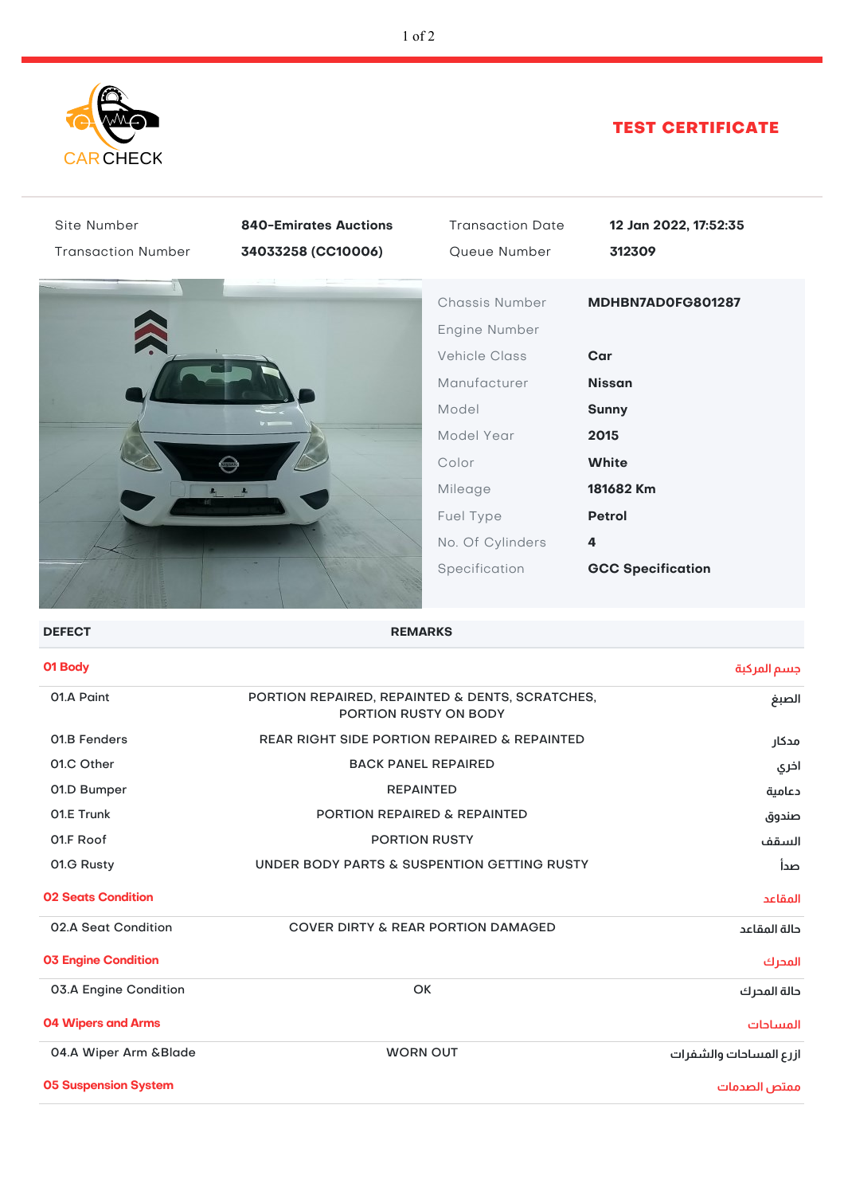CAR CHECK

# TEST CERTIFICATE

| | | | |
|---|---|---|---|
| Site Number | **840-Emirates Auctions** | Transaction Date | **12 Jan 2022, 17:52:35** |
| Transaction Number | **34033258 (CC10006)** | Queue Number | **312309** |

| | |
|---|---|
| Chassis Number | **MDHBN7AD0FG801287** |
| Engine Number | |
| Vehicle Class | **Car** |
| Manufacturer | **Nissan** |
| Model | **Sunny** |
| Model Year | **2015** |
| Color | **White** |
| Mileage | **181682 Km** |
| Fuel Type | **Petrol** |
| No. Of Cylinders | **4** |
| Specification | **GCC Specification** |

| DEFECT | REMARKS | |
|---|---|---|
| **01 Body** | | **جسم المركبة** |
| 01.A Paint | PORTION REPAIRED, REPAINTED & DENTS, SCRATCHES, PORTION RUSTY ON BODY | الصبغ |
| 01.B Fenders | REAR RIGHT SIDE PORTION REPAIRED & REPAINTED | مدكار |
| 01.C Other | BACK PANEL REPAIRED | اخري |
| 01.D Bumper | REPAINTED | دعامية |
| 01.E Trunk | PORTION REPAIRED & REPAINTED | صندوق |
| 01.F Roof | PORTION RUSTY | السقف |
| 01.G Rusty | UNDER BODY PARTS & SUSPENTION GETTING RUSTY | صدأ |
| **02 Seats Condition** | | **المقاعد** |
| 02.A Seat Condition | COVER DIRTY & REAR PORTION DAMAGED | حالة المقاعد |
| **03 Engine Condition** | | **المحرك** |
| 03.A Engine Condition | OK | حالة المحرك |
| **04 Wipers and Arms** | | **المساحات** |
| 04.A Wiper Arm &Blade | WORN OUT | أزرع المساحات والشفرات |
| **05 Suspension System** | | **ممتص الصدمات** |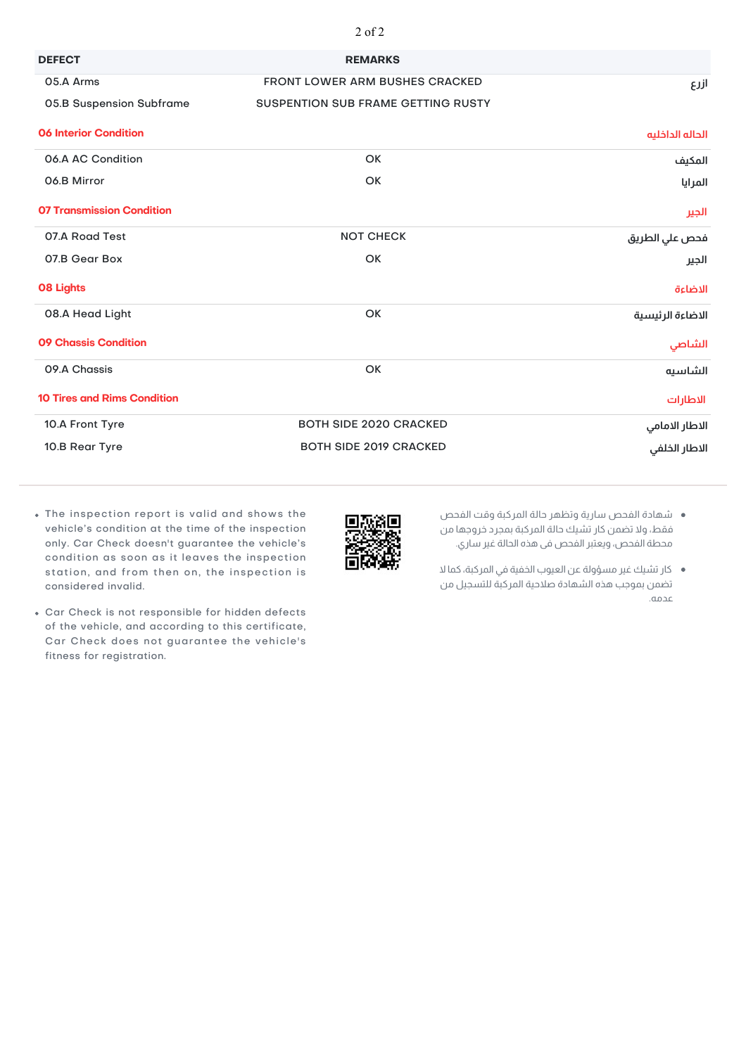| DEFECT | REMARKS | |
|---|---|---|
| 05.A Arms | FRONT LOWER ARM BUSHES CRACKED | ازرع |
| 05.B Suspension Subframe | SUSPENTION SUB FRAME GETTING RUSTY | |
| **06 Interior Condition** | | **الحاله الداخليه** |
| 06.A AC Condition | OK | المكيف |
| 06.B Mirror | OK | المرايا |
| **07 Transmission Condition** | | **الجير** |
| 07.A Road Test | NOT CHECK | فحص علي الطريق |
| 07.B Gear Box | OK | الجير |
| **08 Lights** | | **الاضاءة** |
| 08.A Head Light | OK | الاضاءة الرئيسية |
| **09 Chassis Condition** | | **الشاصي** |
| 09.A Chassis | OK | الشاسيه |
| **10 Tires and Rims Condition** | | **الاطارات** |
| 10.A Front Tyre | BOTH SIDE 2020 CRACKED | الاطار الامامي |
| 10.B Rear Tyre | BOTH SIDE 2019 CRACKED | الاطار الخلفي |

- The inspection report is valid and shows the vehicle's condition at the time of the inspection only. Car Check doesn't guarantee the vehicle's condition as soon as it leaves the inspection station, and from then on, the inspection is considered invalid.
- Car Check is not responsible for hidden defects of the vehicle, and according to this certificate, Car Check does not guarantee the vehicle's fitness for registration.

- شهادة الفحص سارية وتظهر حالة المركبة وقت الفحص فقط، ولا تضمن كار تشيك حالة المركبة بمجرد خروجها من محطة الفحص، ويعتبر الفحص في هذه الحالة غير ساري.
- كار تشيك غير مسؤولة عن العيوب الخفية في المركبة، كما لا تضمن بموجب هذه الشهادة صلاحية المركبة للتسجيل من عدمه.